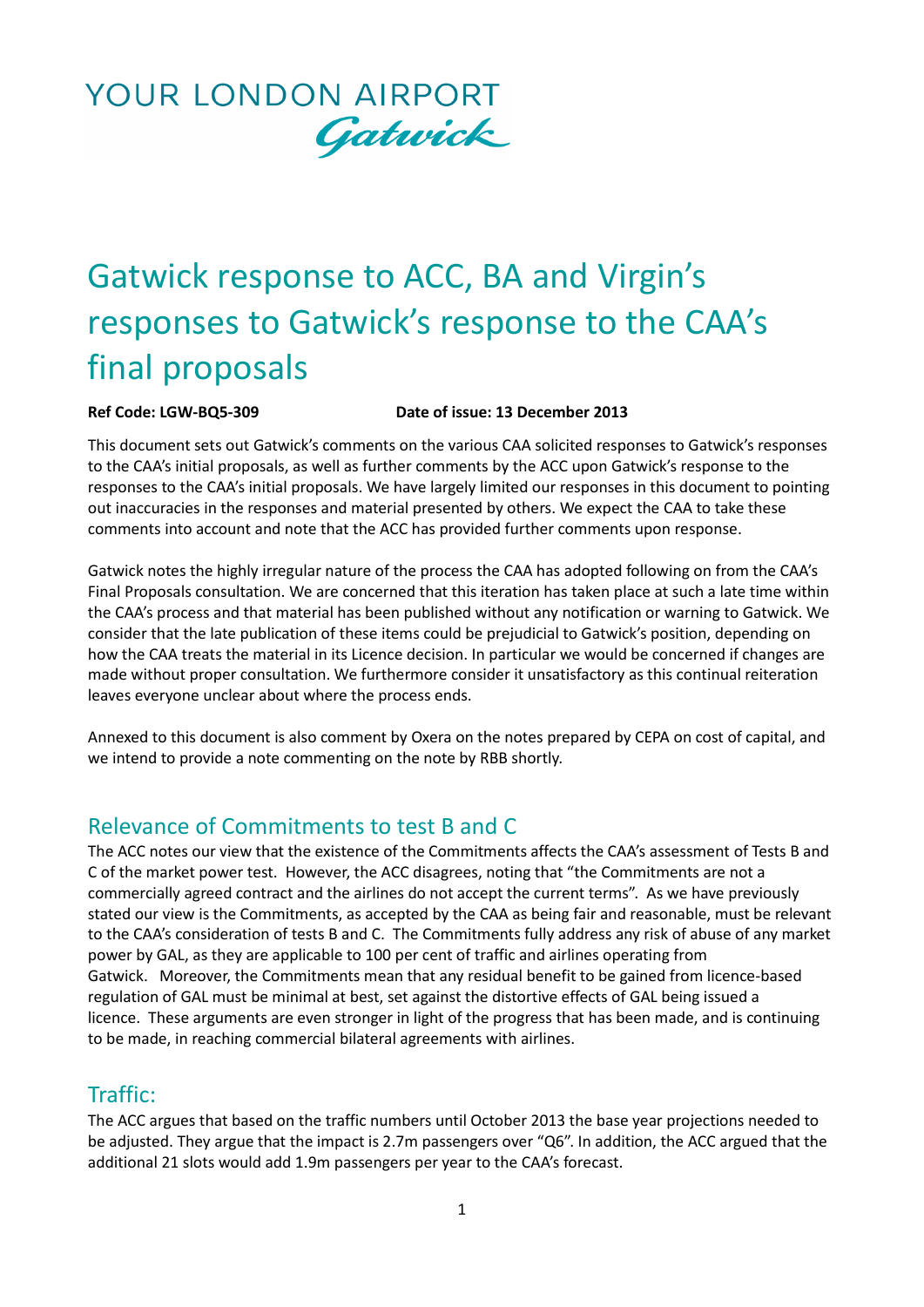YOUR LONDON AIRPORT Gatwick

# Gatwick response to ACC, BA and Virgin's responses to Gatwick's response to the CAA's final proposals

**Ref Code: LGW-BQ5-309** **Date of issue: 13 December 2013**

This document sets out Gatwick's comments on the various CAA solicited responses to Gatwick's responses to the CAA's initial proposals, as well as further comments by the ACC upon Gatwick's response to the responses to the CAA's initial proposals. We have largely limited our responses in this document to pointing out inaccuracies in the responses and material presented by others. We expect the CAA to take these comments into account and note that the ACC has provided further comments upon response.

Gatwick notes the highly irregular nature of the process the CAA has adopted following on from the CAA's Final Proposals consultation. We are concerned that this iteration has taken place at such a late time within the CAA's process and that material has been published without any notification or warning to Gatwick. We consider that the late publication of these items could be prejudicial to Gatwick's position, depending on how the CAA treats the material in its Licence decision. In particular we would be concerned if changes are made without proper consultation. We furthermore consider it unsatisfactory as this continual reiteration leaves everyone unclear about where the process ends.

Annexed to this document is also comment by Oxera on the notes prepared by CEPA on cost of capital, and we intend to provide a note commenting on the note by RBB shortly.

## Relevance of Commitments to test B and C

The ACC notes our view that the existence of the Commitments affects the CAA's assessment of Tests B and C of the market power test. However, the ACC disagrees, noting that "the Commitments are not a commercially agreed contract and the airlines do not accept the current terms". As we have previously stated our view is the Commitments, as accepted by the CAA as being fair and reasonable, must be relevant to the CAA's consideration of tests B and C. The Commitments fully address any risk of abuse of any market power by GAL, as they are applicable to 100 per cent of traffic and airlines operating from Gatwick. Moreover, the Commitments mean that any residual benefit to be gained from licence-based regulation of GAL must be minimal at best, set against the distortive effects of GAL being issued a licence. These arguments are even stronger in light of the progress that has been made, and is continuing to be made, in reaching commercial bilateral agreements with airlines.

## Traffic:

The ACC argues that based on the traffic numbers until October 2013 the base year projections needed to be adjusted. They argue that the impact is 2.7m passengers over "Q6". In addition, the ACC argued that the additional 21 slots would add 1.9m passengers per year to the CAA's forecast.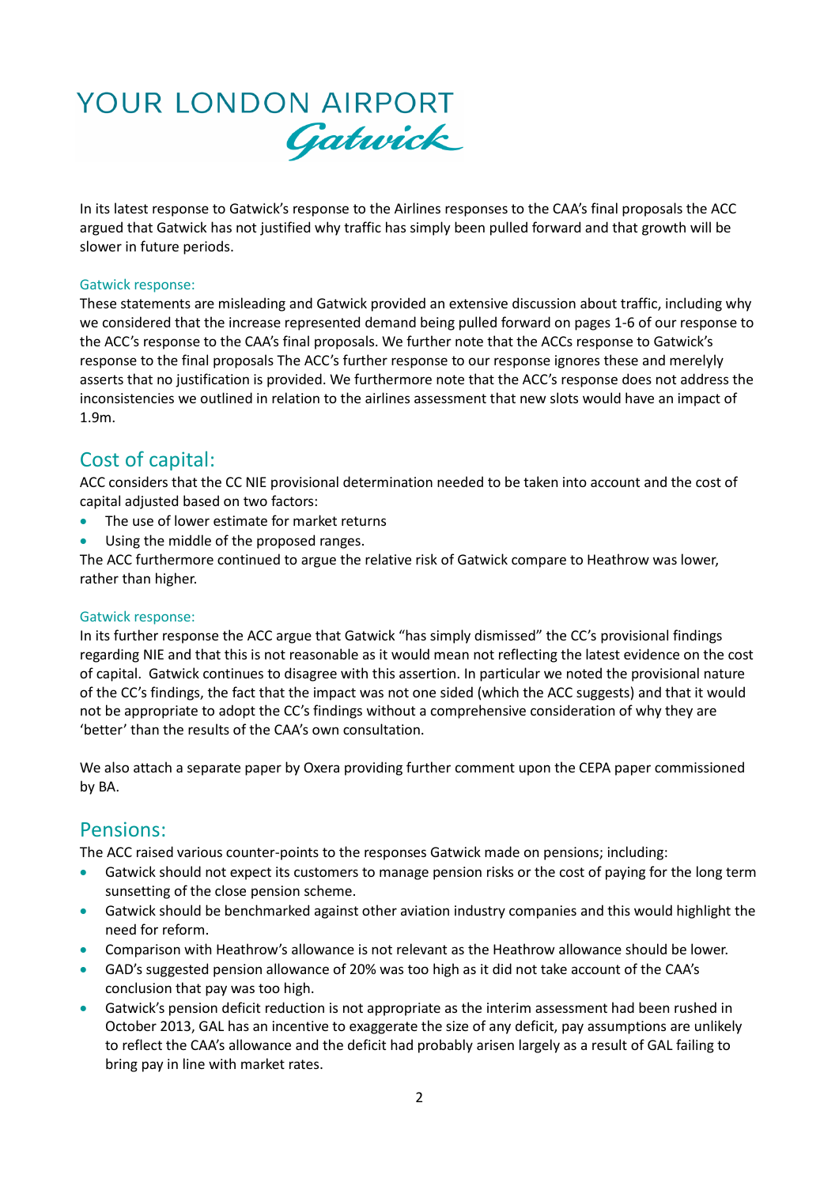# YOUR LONDON AIRPORT Gatwick

In its latest response to Gatwick's response to the Airlines responses to the CAA's final proposals the ACC argued that Gatwick has not justified why traffic has simply been pulled forward and that growth will be slower in future periods.

Gatwick response:

These statements are misleading and Gatwick provided an extensive discussion about traffic, including why we considered that the increase represented demand being pulled forward on pages 1-6 of our response to the ACC's response to the CAA's final proposals. We further note that the ACCs response to Gatwick's response to the final proposals The ACC's further response to our response ignores these and merelyly asserts that no justification is provided. We furthermore note that the ACC's response does not address the inconsistencies we outlined in relation to the airlines assessment that new slots would have an impact of 1.9m.

## Cost of capital:

ACC considers that the CC NIE provisional determination needed to be taken into account and the cost of capital adjusted based on two factors:

- The use of lower estimate for market returns
- Using the middle of the proposed ranges.

The ACC furthermore continued to argue the relative risk of Gatwick compare to Heathrow was lower, rather than higher.

Gatwick response:

In its further response the ACC argue that Gatwick "has simply dismissed" the CC's provisional findings regarding NIE and that this is not reasonable as it would mean not reflecting the latest evidence on the cost of capital. Gatwick continues to disagree with this assertion. In particular we noted the provisional nature of the CC's findings, the fact that the impact was not one sided (which the ACC suggests) and that it would not be appropriate to adopt the CC's findings without a comprehensive consideration of why they are 'better' than the results of the CAA's own consultation.

We also attach a separate paper by Oxera providing further comment upon the CEPA paper commissioned by BA.

## Pensions:

The ACC raised various counter-points to the responses Gatwick made on pensions; including:

- Gatwick should not expect its customers to manage pension risks or the cost of paying for the long term sunsetting of the close pension scheme.
- Gatwick should be benchmarked against other aviation industry companies and this would highlight the need for reform.
- Comparison with Heathrow's allowance is not relevant as the Heathrow allowance should be lower.
- GAD's suggested pension allowance of 20% was too high as it did not take account of the CAA's conclusion that pay was too high.
- Gatwick's pension deficit reduction is not appropriate as the interim assessment had been rushed in October 2013, GAL has an incentive to exaggerate the size of any deficit, pay assumptions are unlikely to reflect the CAA's allowance and the deficit had probably arisen largely as a result of GAL failing to bring pay in line with market rates.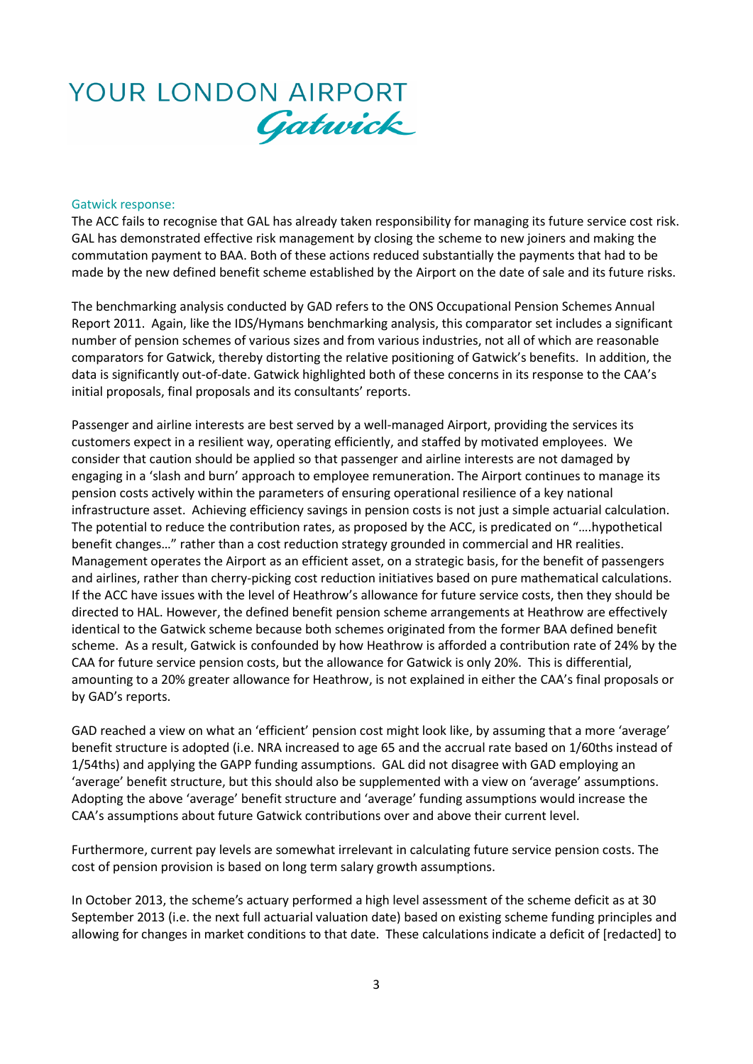YOUR LONDON AIRPORT Gatwick

Gatwick response:

The ACC fails to recognise that GAL has already taken responsibility for managing its future service cost risk. GAL has demonstrated effective risk management by closing the scheme to new joiners and making the commutation payment to BAA. Both of these actions reduced substantially the payments that had to be made by the new defined benefit scheme established by the Airport on the date of sale and its future risks.

The benchmarking analysis conducted by GAD refers to the ONS Occupational Pension Schemes Annual Report 2011. Again, like the IDS/Hymans benchmarking analysis, this comparator set includes a significant number of pension schemes of various sizes and from various industries, not all of which are reasonable comparators for Gatwick, thereby distorting the relative positioning of Gatwick's benefits. In addition, the data is significantly out-of-date. Gatwick highlighted both of these concerns in its response to the CAA's initial proposals, final proposals and its consultants' reports.

Passenger and airline interests are best served by a well-managed Airport, providing the services its customers expect in a resilient way, operating efficiently, and staffed by motivated employees. We consider that caution should be applied so that passenger and airline interests are not damaged by engaging in a 'slash and burn' approach to employee remuneration. The Airport continues to manage its pension costs actively within the parameters of ensuring operational resilience of a key national infrastructure asset. Achieving efficiency savings in pension costs is not just a simple actuarial calculation. The potential to reduce the contribution rates, as proposed by the ACC, is predicated on "….hypothetical benefit changes…" rather than a cost reduction strategy grounded in commercial and HR realities. Management operates the Airport as an efficient asset, on a strategic basis, for the benefit of passengers and airlines, rather than cherry-picking cost reduction initiatives based on pure mathematical calculations. If the ACC have issues with the level of Heathrow's allowance for future service costs, then they should be directed to HAL. However, the defined benefit pension scheme arrangements at Heathrow are effectively identical to the Gatwick scheme because both schemes originated from the former BAA defined benefit scheme. As a result, Gatwick is confounded by how Heathrow is afforded a contribution rate of 24% by the CAA for future service pension costs, but the allowance for Gatwick is only 20%. This is differential, amounting to a 20% greater allowance for Heathrow, is not explained in either the CAA's final proposals or by GAD's reports.

GAD reached a view on what an 'efficient' pension cost might look like, by assuming that a more 'average' benefit structure is adopted (i.e. NRA increased to age 65 and the accrual rate based on 1/60ths instead of 1/54ths) and applying the GAPP funding assumptions. GAL did not disagree with GAD employing an 'average' benefit structure, but this should also be supplemented with a view on 'average' assumptions. Adopting the above 'average' benefit structure and 'average' funding assumptions would increase the CAA's assumptions about future Gatwick contributions over and above their current level.

Furthermore, current pay levels are somewhat irrelevant in calculating future service pension costs. The cost of pension provision is based on long term salary growth assumptions.

In October 2013, the scheme's actuary performed a high level assessment of the scheme deficit as at 30 September 2013 (i.e. the next full actuarial valuation date) based on existing scheme funding principles and allowing for changes in market conditions to that date. These calculations indicate a deficit of [redacted] to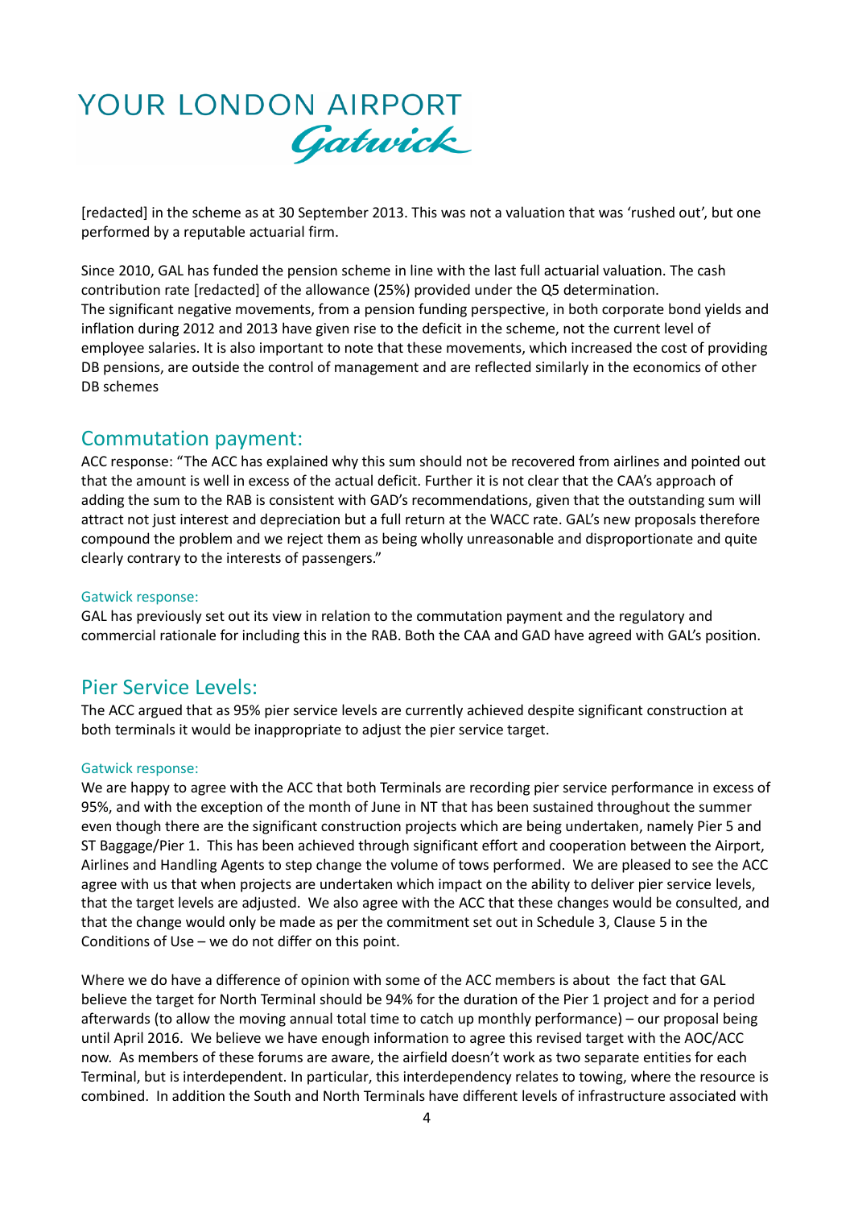[redacted] in the scheme as at 30 September 2013. This was not a valuation that was 'rushed out', but one performed by a reputable actuarial firm.

Since 2010, GAL has funded the pension scheme in line with the last full actuarial valuation. The cash contribution rate [redacted] of the allowance (25%) provided under the Q5 determination.
The significant negative movements, from a pension funding perspective, in both corporate bond yields and inflation during 2012 and 2013 have given rise to the deficit in the scheme, not the current level of employee salaries. It is also important to note that these movements, which increased the cost of providing DB pensions, are outside the control of management and are reflected similarly in the economics of other DB schemes

## Commutation payment:

ACC response: "The ACC has explained why this sum should not be recovered from airlines and pointed out that the amount is well in excess of the actual deficit. Further it is not clear that the CAA's approach of adding the sum to the RAB is consistent with GAD's recommendations, given that the outstanding sum will attract not just interest and depreciation but a full return at the WACC rate. GAL's new proposals therefore compound the problem and we reject them as being wholly unreasonable and disproportionate and quite clearly contrary to the interests of passengers."

### Gatwick response:

GAL has previously set out its view in relation to the commutation payment and the regulatory and commercial rationale for including this in the RAB. Both the CAA and GAD have agreed with GAL's position.

## Pier Service Levels:

The ACC argued that as 95% pier service levels are currently achieved despite significant construction at both terminals it would be inappropriate to adjust the pier service target.

### Gatwick response:

We are happy to agree with the ACC that both Terminals are recording pier service performance in excess of 95%, and with the exception of the month of June in NT that has been sustained throughout the summer even though there are the significant construction projects which are being undertaken, namely Pier 5 and ST Baggage/Pier 1. This has been achieved through significant effort and cooperation between the Airport, Airlines and Handling Agents to step change the volume of tows performed. We are pleased to see the ACC agree with us that when projects are undertaken which impact on the ability to deliver pier service levels, that the target levels are adjusted. We also agree with the ACC that these changes would be consulted, and that the change would only be made as per the commitment set out in Schedule 3, Clause 5 in the Conditions of Use – we do not differ on this point.

Where we do have a difference of opinion with some of the ACC members is about the fact that GAL believe the target for North Terminal should be 94% for the duration of the Pier 1 project and for a period afterwards (to allow the moving annual total time to catch up monthly performance) – our proposal being until April 2016. We believe we have enough information to agree this revised target with the AOC/ACC now. As members of these forums are aware, the airfield doesn't work as two separate entities for each Terminal, but is interdependent. In particular, this interdependency relates to towing, where the resource is combined. In addition the South and North Terminals have different levels of infrastructure associated with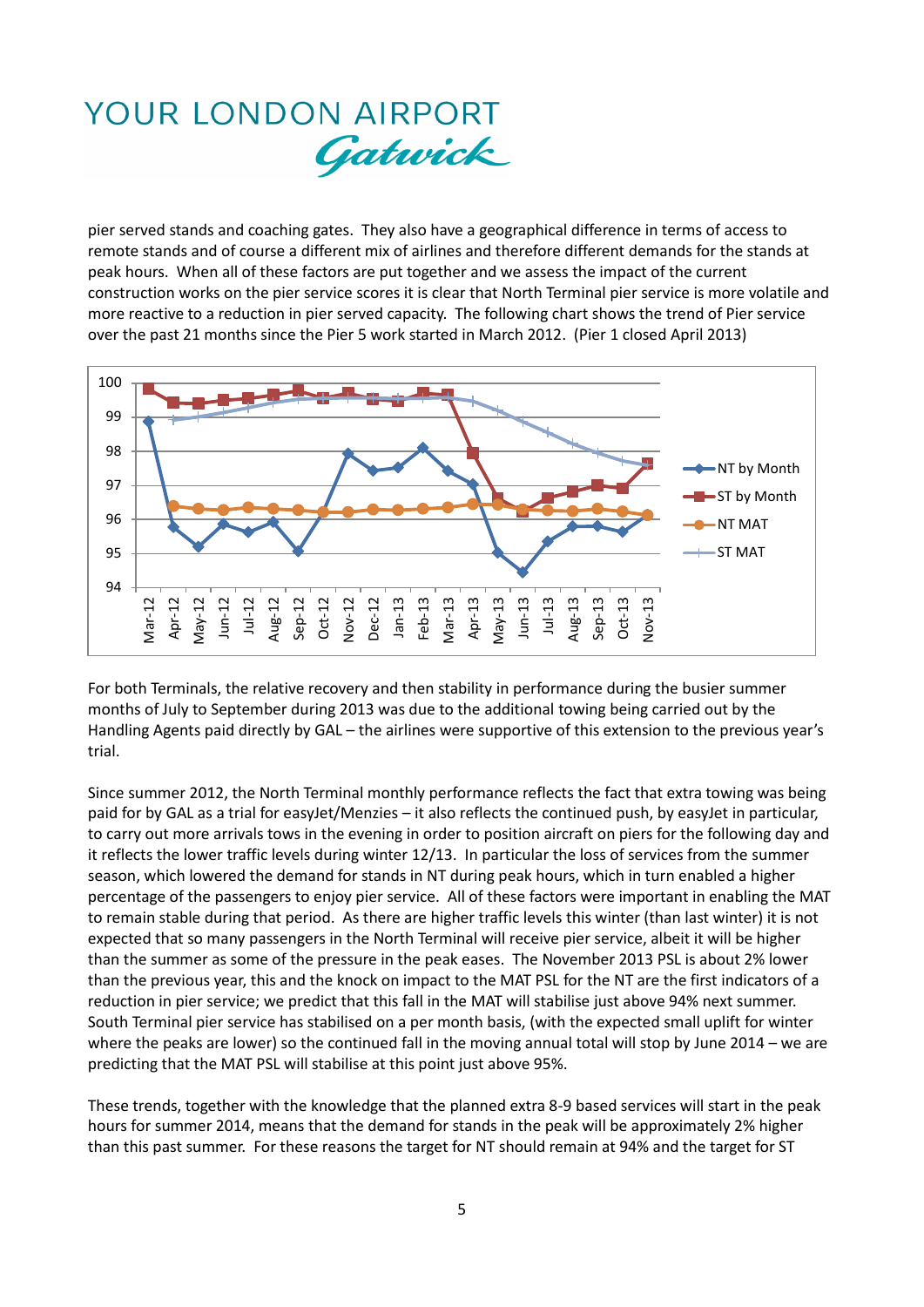pier served stands and coaching gates. They also have a geographical difference in terms of access to remote stands and of course a different mix of airlines and therefore different demands for the stands at peak hours. When all of these factors are put together and we assess the impact of the current construction works on the pier service scores it is clear that North Terminal pier service is more volatile and more reactive to a reduction in pier served capacity. The following chart shows the trend of Pier service over the past 21 months since the Pier 5 work started in March 2012. (Pier 1 closed April 2013)

For both Terminals, the relative recovery and then stability in performance during the busier summer months of July to September during 2013 was due to the additional towing being carried out by the Handling Agents paid directly by GAL – the airlines were supportive of this extension to the previous year's trial.

Since summer 2012, the North Terminal monthly performance reflects the fact that extra towing was being paid for by GAL as a trial for easyJet/Menzies – it also reflects the continued push, by easyJet in particular, to carry out more arrivals tows in the evening in order to position aircraft on piers for the following day and it reflects the lower traffic levels during winter 12/13. In particular the loss of services from the summer season, which lowered the demand for stands in NT during peak hours, which in turn enabled a higher percentage of the passengers to enjoy pier service. All of these factors were important in enabling the MAT to remain stable during that period. As there are higher traffic levels this winter (than last winter) it is not expected that so many passengers in the North Terminal will receive pier service, albeit it will be higher than the summer as some of the pressure in the peak eases. The November 2013 PSL is about 2% lower than the previous year, this and the knock on impact to the MAT PSL for the NT are the first indicators of a reduction in pier service; we predict that this fall in the MAT will stabilise just above 94% next summer. South Terminal pier service has stabilised on a per month basis, (with the expected small uplift for winter where the peaks are lower) so the continued fall in the moving annual total will stop by June 2014 – we are predicting that the MAT PSL will stabilise at this point just above 95%.

These trends, together with the knowledge that the planned extra 8-9 based services will start in the peak hours for summer 2014, means that the demand for stands in the peak will be approximately 2% higher than this past summer. For these reasons the target for NT should remain at 94% and the target for ST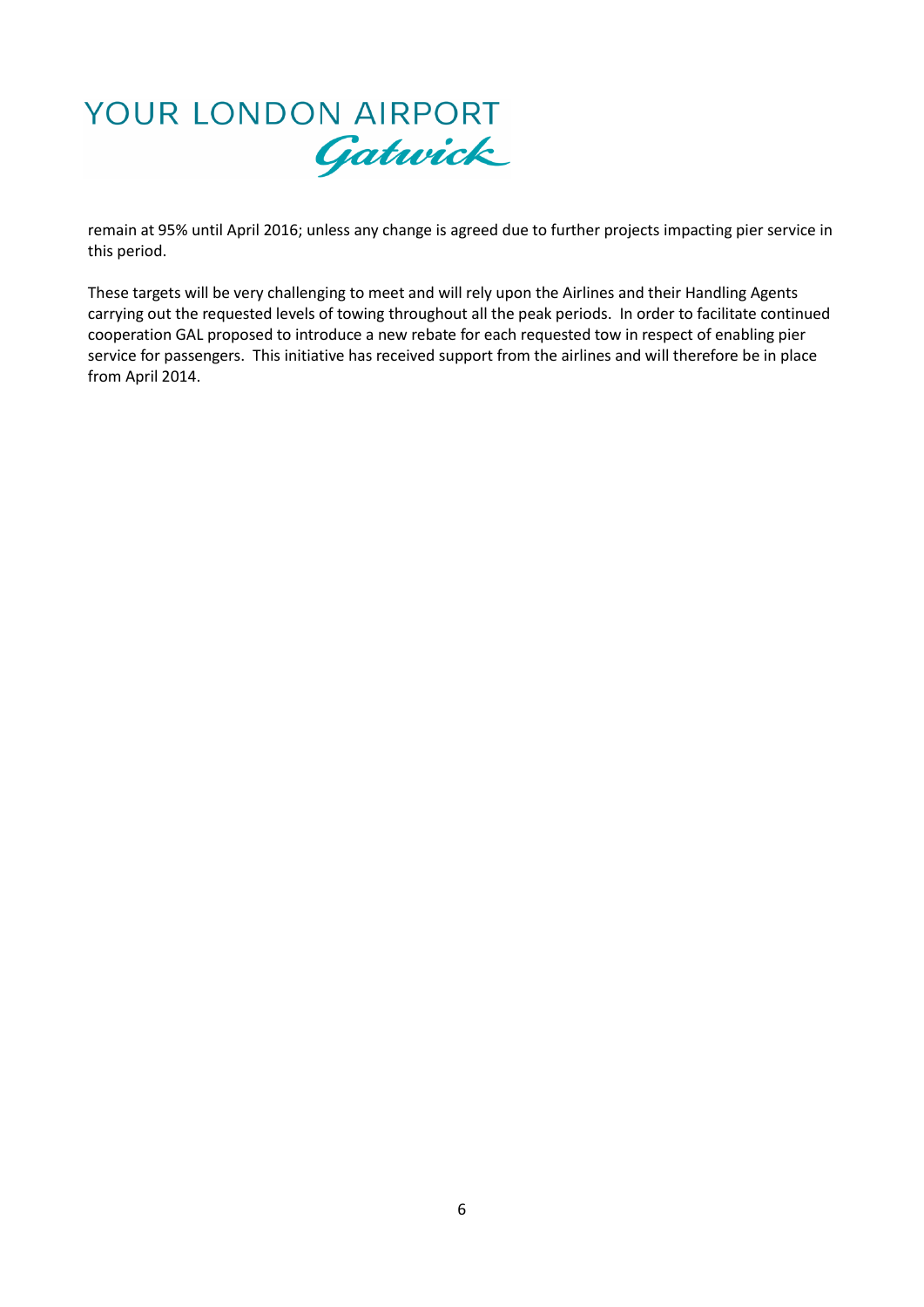remain at 95% until April 2016; unless any change is agreed due to further projects impacting pier service in this period.

These targets will be very challenging to meet and will rely upon the Airlines and their Handling Agents carrying out the requested levels of towing throughout all the peak periods. In order to facilitate continued cooperation GAL proposed to introduce a new rebate for each requested tow in respect of enabling pier service for passengers. This initiative has received support from the airlines and will therefore be in place from April 2014.